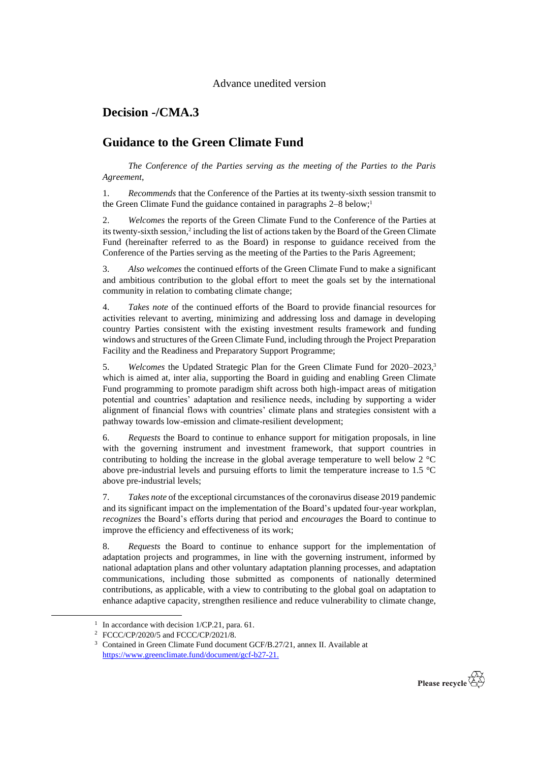Advance unedited version

# Decision -/CMA.3

# Guidance to the Green Climate Fund

*The Conference of the Parties serving as the meeting of the Parties to the Paris Agreement*,

1. *Recommends* that the Conference of the Parties at its twenty-sixth session transmit to the Green Climate Fund the guidance contained in paragraphs 2–8 below;[1]

2. *Welcomes* the reports of the Green Climate Fund to the Conference of the Parties at its twenty-sixth session,[2] including the list of actions taken by the Board of the Green Climate Fund (hereinafter referred to as the Board) in response to guidance received from the Conference of the Parties serving as the meeting of the Parties to the Paris Agreement;

3. *Also welcomes* the continued efforts of the Green Climate Fund to make a significant and ambitious contribution to the global effort to meet the goals set by the international community in relation to combating climate change;

4. *Takes note* of the continued efforts of the Board to provide financial resources for activities relevant to averting, minimizing and addressing loss and damage in developing country Parties consistent with the existing investment results framework and funding windows and structures of the Green Climate Fund, including through the Project Preparation Facility and the Readiness and Preparatory Support Programme;

5. *Welcomes* the Updated Strategic Plan for the Green Climate Fund for 2020–2023,[3] which is aimed at, inter alia, supporting the Board in guiding and enabling Green Climate Fund programming to promote paradigm shift across both high-impact areas of mitigation potential and countries' adaptation and resilience needs, including by supporting a wider alignment of financial flows with countries' climate plans and strategies consistent with a pathway towards low-emission and climate-resilient development;

6. *Requests* the Board to continue to enhance support for mitigation proposals, in line with the governing instrument and investment framework, that support countries in contributing to holding the increase in the global average temperature to well below 2 °C above pre-industrial levels and pursuing efforts to limit the temperature increase to 1.5 °C above pre-industrial levels;

7. *Takes note* of the exceptional circumstances of the coronavirus disease 2019 pandemic and its significant impact on the implementation of the Board's updated four-year workplan, *recognizes* the Board's efforts during that period and *encourages* the Board to continue to improve the efficiency and effectiveness of its work;

8. *Requests* the Board to continue to enhance support for the implementation of adaptation projects and programmes, in line with the governing instrument, informed by national adaptation plans and other voluntary adaptation planning processes, and adaptation communications, including those submitted as components of nationally determined contributions, as applicable, with a view to contributing to the global goal on adaptation to enhance adaptive capacity, strengthen resilience and reduce vulnerability to climate change,

---

[1] In accordance with decision 1/CP.21, para. 61.

[2] FCCC/CP/2020/5 and FCCC/CP/2021/8.

[3] Contained in Green Climate Fund document GCF/B.27/21, annex II. Available at https://www.greenclimate.fund/document/gcf-b27-21.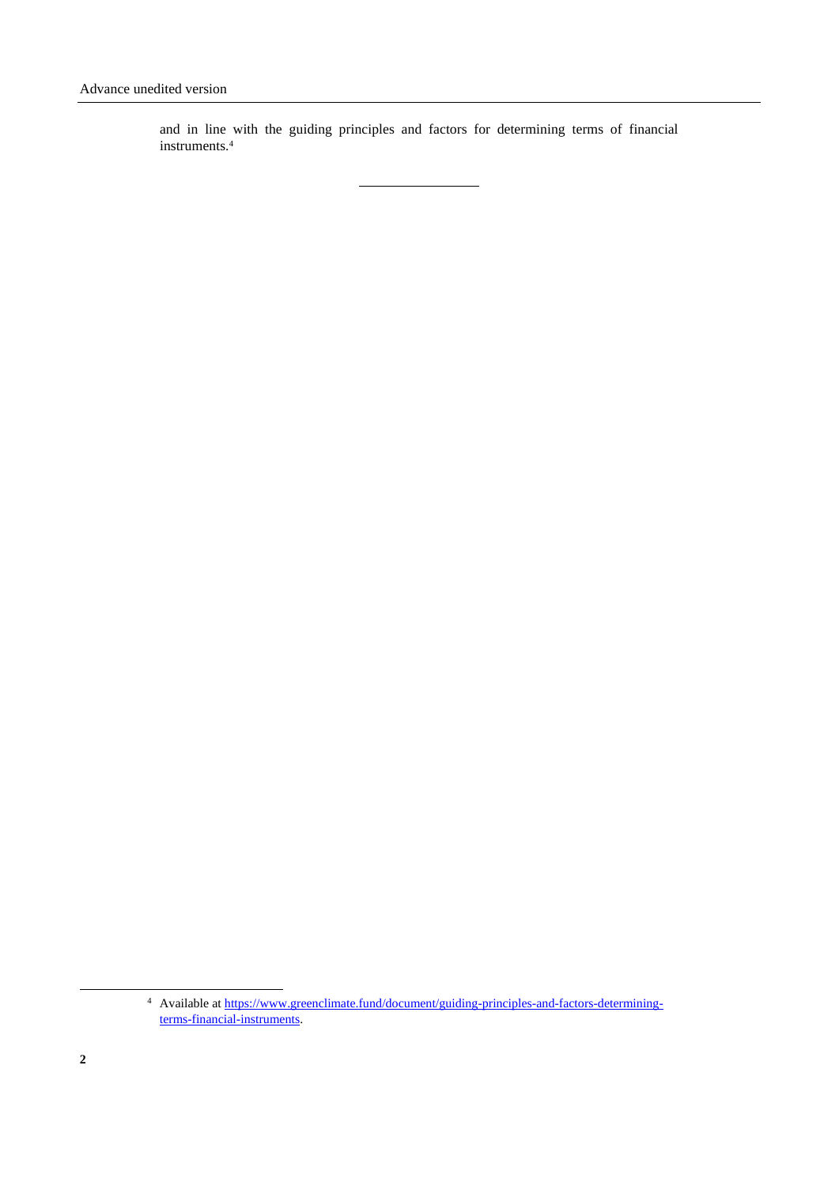and in line with the guiding principles and factors for determining terms of financial instruments.[4]

---

[4] Available at https://www.greenclimate.fund/document/guiding-principles-and-factors-determining-terms-financial-instruments.